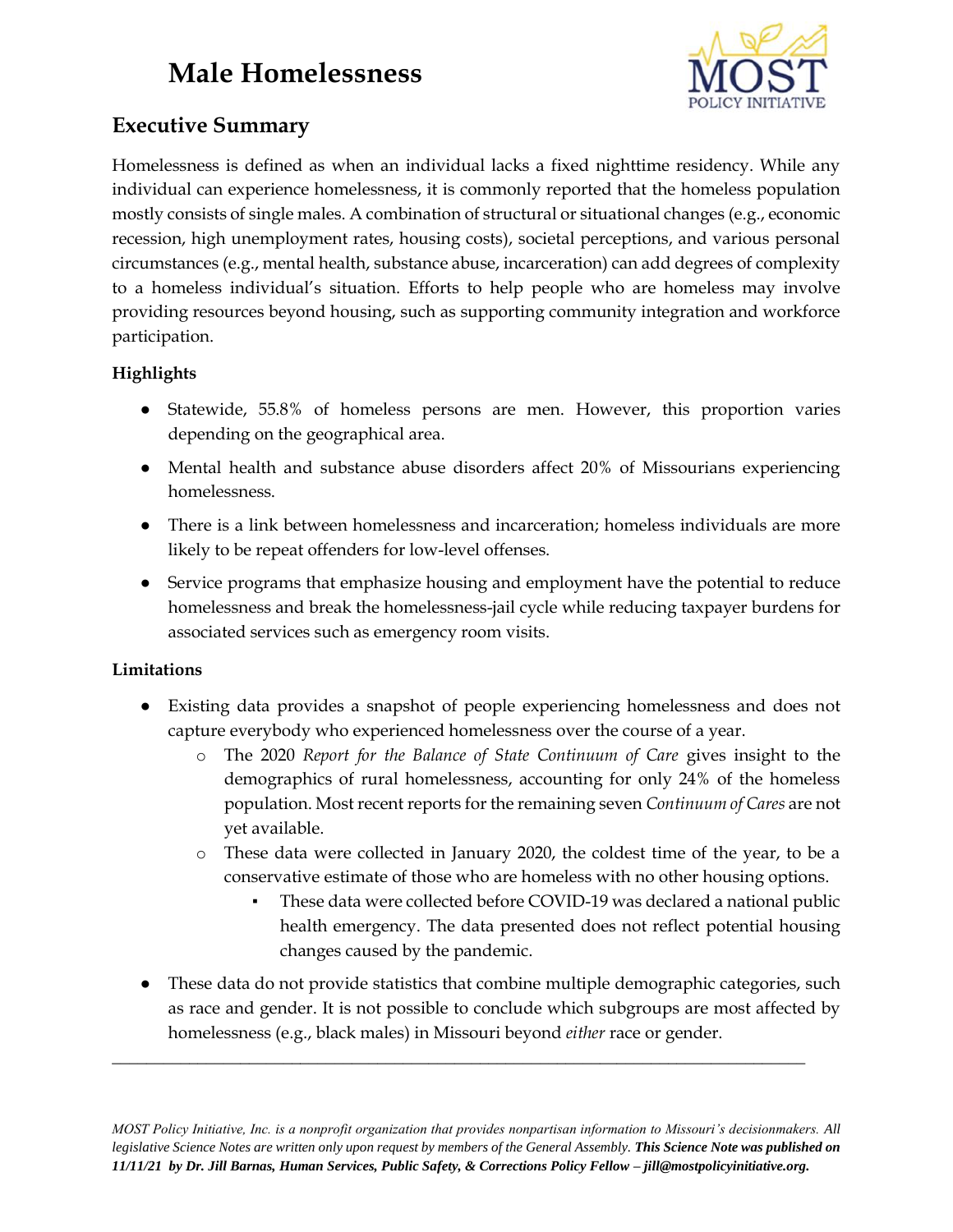# Male Homelessness

## Executive Summary

Homelessness is defined as when an individual lacks a fixed nighttime residency. While any individual can experience homelessness, it is commonly reported that the homeless population mostly consists of single males. A combination of structural or situational changes (e.g., economic recession, high unemployment rates, housing costs), societal perceptions, and various personal circumstances (e.g., mental health, substance abuse, incarceration) can add degrees of complexity to a homeless individual's situation. Efforts to help people who are homeless may involve providing resources beyond housing, such as supporting community integration and workforce participation.

### Highlights

- Statewide, 55.8% of homeless persons are men. However, this proportion varies depending on the geographical area.
- Mental health and substance abuse disorders affect 20% of Missourians experiencing homelessness.
- There is a link between homelessness and incarceration; homeless individuals are more likely to be repeat offenders for low-level offenses.
- Service programs that emphasize housing and employment have the potential to reduce homelessness and break the homelessness-jail cycle while reducing taxpayer burdens for associated services such as emergency room visits.

### Limitations

- Existing data provides a snapshot of people experiencing homelessness and does not capture everybody who experienced homelessness over the course of a year.
  - The 2020 *Report for the Balance of State Continuum of Care* gives insight to the demographics of rural homelessness, accounting for only 24% of the homeless population. Most recent reports for the remaining seven *Continuum of Cares* are not yet available.
  - These data were collected in January 2020, the coldest time of the year, to be a conservative estimate of those who are homeless with no other housing options.
    - These data were collected before COVID-19 was declared a national public health emergency. The data presented does not reflect potential housing changes caused by the pandemic.
- These data do not provide statistics that combine multiple demographic categories, such as race and gender. It is not possible to conclude which subgroups are most affected by homelessness (e.g., black males) in Missouri beyond *either* race or gender.

---

*MOST Policy Initiative, Inc. is a nonprofit organization that provides nonpartisan information to Missouri's decisionmakers. All legislative Science Notes are written only upon request by members of the General Assembly.* ***This Science Note was published on 11/11/21 by Dr. Jill Barnas, Human Services, Public Safety, & Corrections Policy Fellow – jill@mostpolicyinitiative.org.***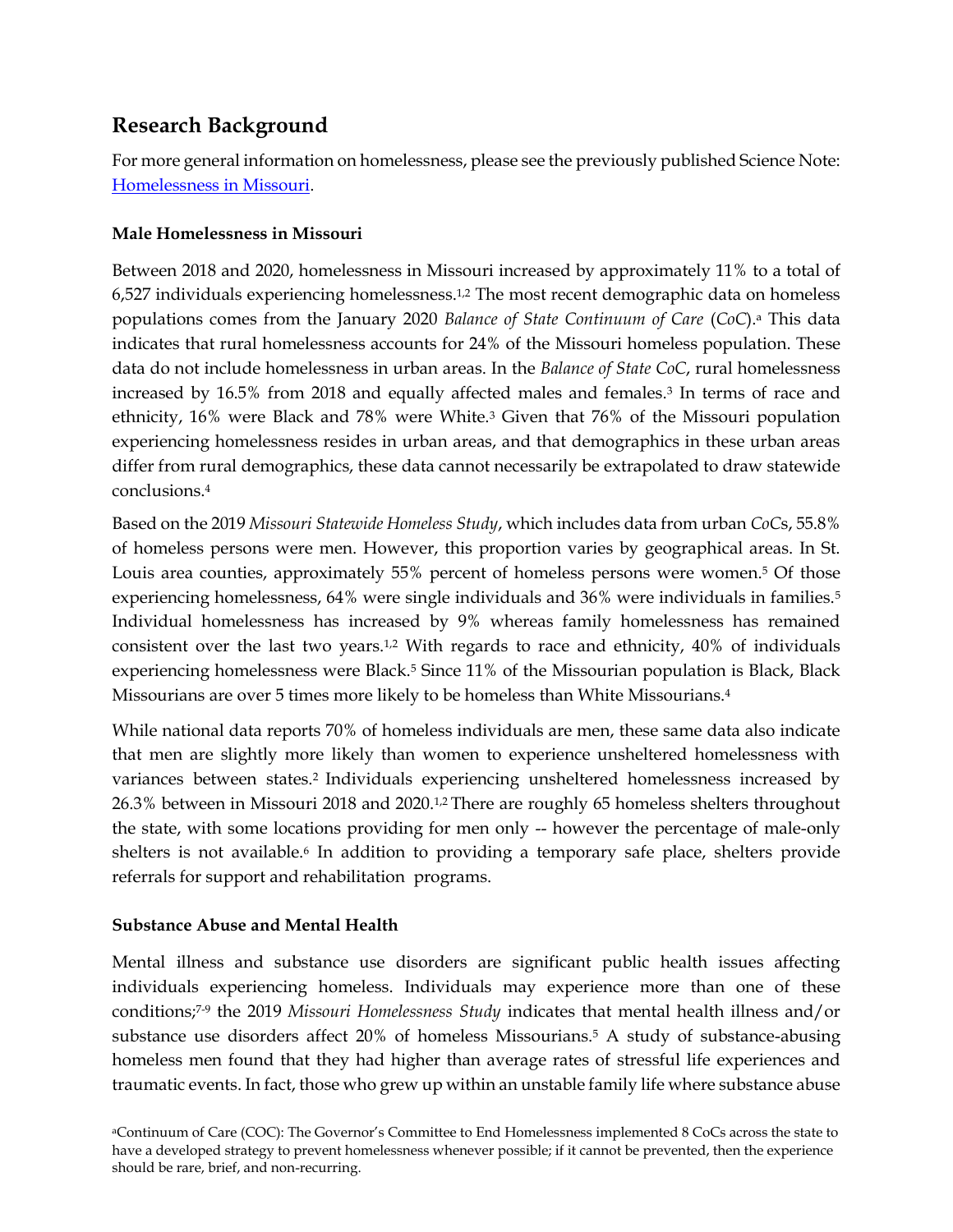## Research Background

For more general information on homelessness, please see the previously published Science Note: Homelessness in Missouri.

### Male Homelessness in Missouri

Between 2018 and 2020, homelessness in Missouri increased by approximately 11% to a total of 6,527 individuals experiencing homelessness.[1,2] The most recent demographic data on homeless populations comes from the January 2020 *Balance of State Continuum of Care* (*CoC*).[a] This data indicates that rural homelessness accounts for 24% of the Missouri homeless population. These data do not include homelessness in urban areas. In the *Balance of State CoC*, rural homelessness increased by 16.5% from 2018 and equally affected males and females.[3] In terms of race and ethnicity, 16% were Black and 78% were White.[3] Given that 76% of the Missouri population experiencing homelessness resides in urban areas, and that demographics in these urban areas differ from rural demographics, these data cannot necessarily be extrapolated to draw statewide conclusions.[4]

Based on the 2019 *Missouri Statewide Homeless Study*, which includes data from urban *CoC*s, 55.8% of homeless persons were men. However, this proportion varies by geographical areas. In St. Louis area counties, approximately 55% percent of homeless persons were women.[5] Of those experiencing homelessness, 64% were single individuals and 36% were individuals in families.[5] Individual homelessness has increased by 9% whereas family homelessness has remained consistent over the last two years.[1,2] With regards to race and ethnicity, 40% of individuals experiencing homelessness were Black.[5] Since 11% of the Missourian population is Black, Black Missourians are over 5 times more likely to be homeless than White Missourians.[4]

While national data reports 70% of homeless individuals are men, these same data also indicate that men are slightly more likely than women to experience unsheltered homelessness with variances between states.[2] Individuals experiencing unsheltered homelessness increased by 26.3% between in Missouri 2018 and 2020.[1,2] There are roughly 65 homeless shelters throughout the state, with some locations providing for men only -- however the percentage of male-only shelters is not available.[6] In addition to providing a temporary safe place, shelters provide referrals for support and rehabilitation programs.

### Substance Abuse and Mental Health

Mental illness and substance use disorders are significant public health issues affecting individuals experiencing homeless. Individuals may experience more than one of these conditions;[7-9] the 2019 *Missouri Homelessness Study* indicates that mental health illness and/or substance use disorders affect 20% of homeless Missourians.[5] A study of substance-abusing homeless men found that they had higher than average rates of stressful life experiences and traumatic events. In fact, those who grew up within an unstable family life where substance abuse

[a]Continuum of Care (COC): The Governor's Committee to End Homelessness implemented 8 CoCs across the state to have a developed strategy to prevent homelessness whenever possible; if it cannot be prevented, then the experience should be rare, brief, and non-recurring.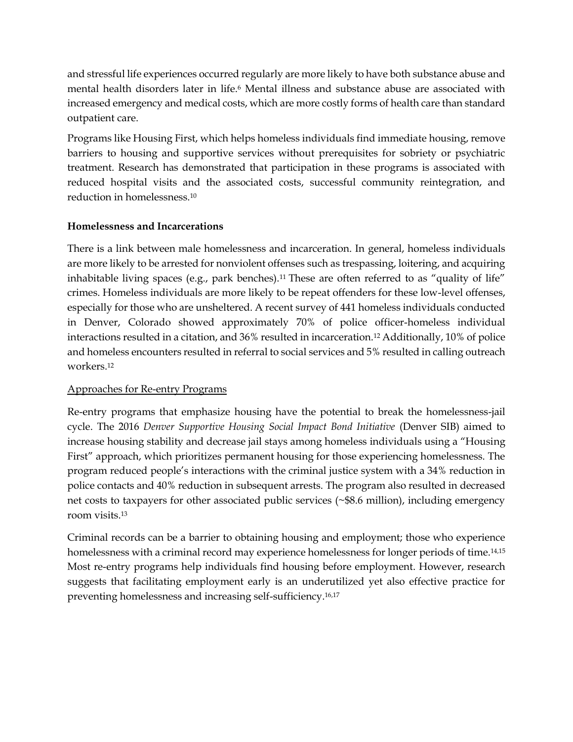and stressful life experiences occurred regularly are more likely to have both substance abuse and mental health disorders later in life.[6] Mental illness and substance abuse are associated with increased emergency and medical costs, which are more costly forms of health care than standard outpatient care.

Programs like Housing First, which helps homeless individuals find immediate housing, remove barriers to housing and supportive services without prerequisites for sobriety or psychiatric treatment. Research has demonstrated that participation in these programs is associated with reduced hospital visits and the associated costs, successful community reintegration, and reduction in homelessness.[10]

**Homelessness and Incarcerations**

There is a link between male homelessness and incarceration. In general, homeless individuals are more likely to be arrested for nonviolent offenses such as trespassing, loitering, and acquiring inhabitable living spaces (e.g., park benches).[11] These are often referred to as "quality of life" crimes. Homeless individuals are more likely to be repeat offenders for these low-level offenses, especially for those who are unsheltered. A recent survey of 441 homeless individuals conducted in Denver, Colorado showed approximately 70% of police officer-homeless individual interactions resulted in a citation, and 36% resulted in incarceration.[12] Additionally, 10% of police and homeless encounters resulted in referral to social services and 5% resulted in calling outreach workers.[12]

<u>Approaches for Re-entry Programs</u>

Re-entry programs that emphasize housing have the potential to break the homelessness-jail cycle. The 2016 *Denver Supportive Housing Social Impact Bond Initiative* (Denver SIB) aimed to increase housing stability and decrease jail stays among homeless individuals using a "Housing First" approach, which prioritizes permanent housing for those experiencing homelessness. The program reduced people's interactions with the criminal justice system with a 34% reduction in police contacts and 40% reduction in subsequent arrests. The program also resulted in decreased net costs to taxpayers for other associated public services (~$8.6 million), including emergency room visits.[13]

Criminal records can be a barrier to obtaining housing and employment; those who experience homelessness with a criminal record may experience homelessness for longer periods of time.[14,15] Most re-entry programs help individuals find housing before employment. However, research suggests that facilitating employment early is an underutilized yet also effective practice for preventing homelessness and increasing self-sufficiency.[16,17]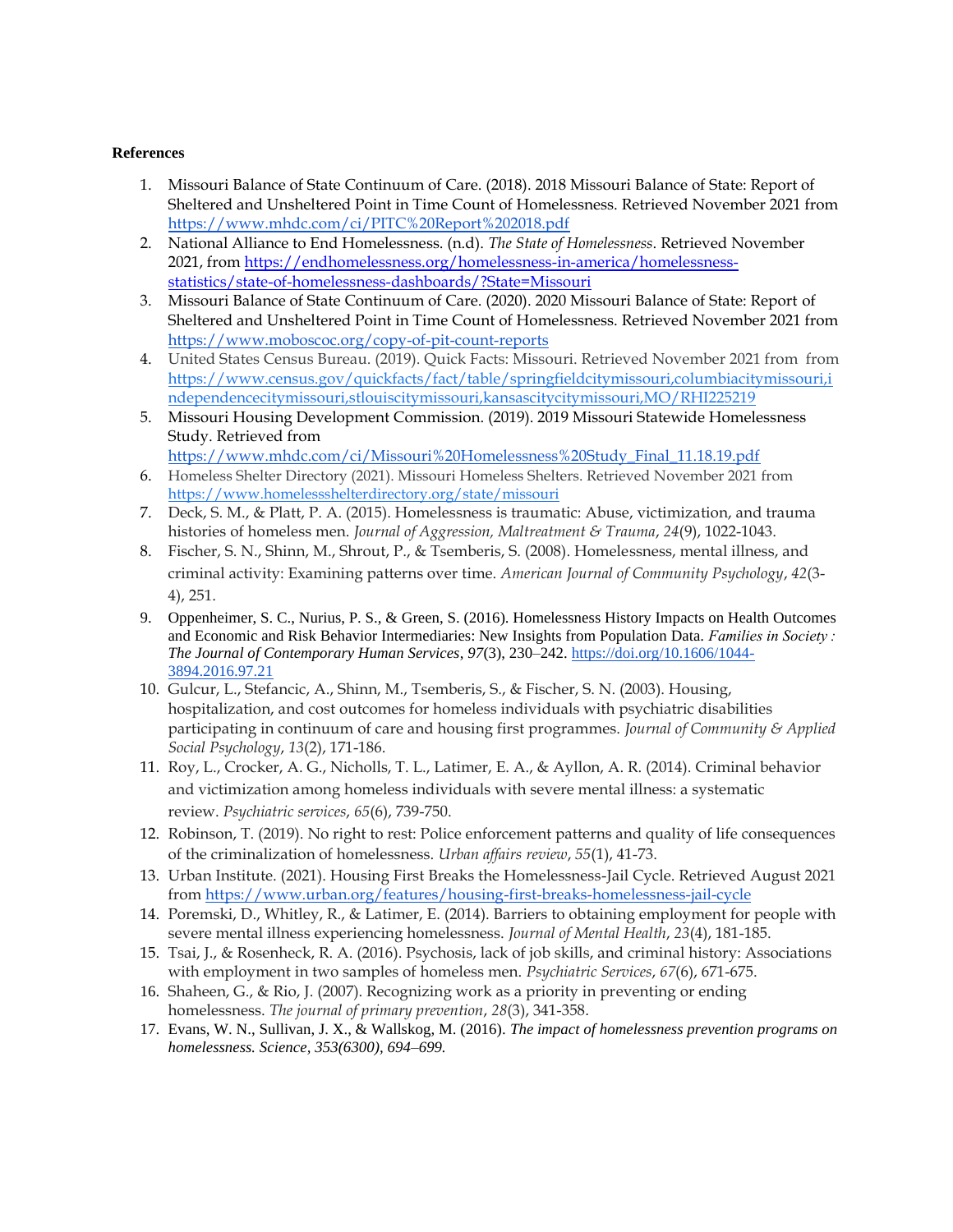**References**

1. Missouri Balance of State Continuum of Care. (2018). 2018 Missouri Balance of State: Report of Sheltered and Unsheltered Point in Time Count of Homelessness. Retrieved November 2021 from https://www.mhdc.com/ci/PITC%20Report%202018.pdf
2. National Alliance to End Homelessness. (n.d). *The State of Homelessness*. Retrieved November 2021, from https://endhomelessness.org/homelessness-in-america/homelessness-statistics/state-of-homelessness-dashboards/?State=Missouri
3. Missouri Balance of State Continuum of Care. (2020). 2020 Missouri Balance of State: Report of Sheltered and Unsheltered Point in Time Count of Homelessness. Retrieved November 2021 from https://www.moboscoc.org/copy-of-pit-count-reports
4. United States Census Bureau. (2019). Quick Facts: Missouri. Retrieved November 2021 from from https://www.census.gov/quickfacts/fact/table/springfieldcitymissouri,columbiacitymissouri,independencecitymissouri,stlouiscitymissouri,kansascitycitymissouri,MO/RHI225219
5. Missouri Housing Development Commission. (2019). 2019 Missouri Statewide Homelessness Study. Retrieved from https://www.mhdc.com/ci/Missouri%20Homelessness%20Study_Final_11.18.19.pdf
6. Homeless Shelter Directory (2021). Missouri Homeless Shelters. Retrieved November 2021 from https://www.homelessshelterdirectory.org/state/missouri
7. Deck, S. M., & Platt, P. A. (2015). Homelessness is traumatic: Abuse, victimization, and trauma histories of homeless men. *Journal of Aggression, Maltreatment & Trauma*, *24*(9), 1022-1043.
8. Fischer, S. N., Shinn, M., Shrout, P., & Tsemberis, S. (2008). Homelessness, mental illness, and criminal activity: Examining patterns over time. *American Journal of Community Psychology*, *42*(3-4), 251.
9. Oppenheimer, S. C., Nurius, P. S., & Green, S. (2016). Homelessness History Impacts on Health Outcomes and Economic and Risk Behavior Intermediaries: New Insights from Population Data. *Families in Society : The Journal of Contemporary Human Services*, *97*(3), 230–242. https://doi.org/10.1606/1044-3894.2016.97.21
10. Gulcur, L., Stefancic, A., Shinn, M., Tsemberis, S., & Fischer, S. N. (2003). Housing, hospitalization, and cost outcomes for homeless individuals with psychiatric disabilities participating in continuum of care and housing first programmes. *Journal of Community & Applied Social Psychology*, *13*(2), 171-186.
11. Roy, L., Crocker, A. G., Nicholls, T. L., Latimer, E. A., & Ayllon, A. R. (2014). Criminal behavior and victimization among homeless individuals with severe mental illness: a systematic review. *Psychiatric services*, *65*(6), 739-750.
12. Robinson, T. (2019). No right to rest: Police enforcement patterns and quality of life consequences of the criminalization of homelessness. *Urban affairs review*, *55*(1), 41-73.
13. Urban Institute. (2021). Housing First Breaks the Homelessness-Jail Cycle. Retrieved August 2021 from https://www.urban.org/features/housing-first-breaks-homelessness-jail-cycle
14. Poremski, D., Whitley, R., & Latimer, E. (2014). Barriers to obtaining employment for people with severe mental illness experiencing homelessness. *Journal of Mental Health*, *23*(4), 181-185.
15. Tsai, J., & Rosenheck, R. A. (2016). Psychosis, lack of job skills, and criminal history: Associations with employment in two samples of homeless men. *Psychiatric Services*, *67*(6), 671-675.
16. Shaheen, G., & Rio, J. (2007). Recognizing work as a priority in preventing or ending homelessness. *The journal of primary prevention*, *28*(3), 341-358.
17. Evans, W. N., Sullivan, J. X., & Wallskog, M. (2016). *The impact of homelessness prevention programs on homelessness. Science*, *353(6300), 694–699.*